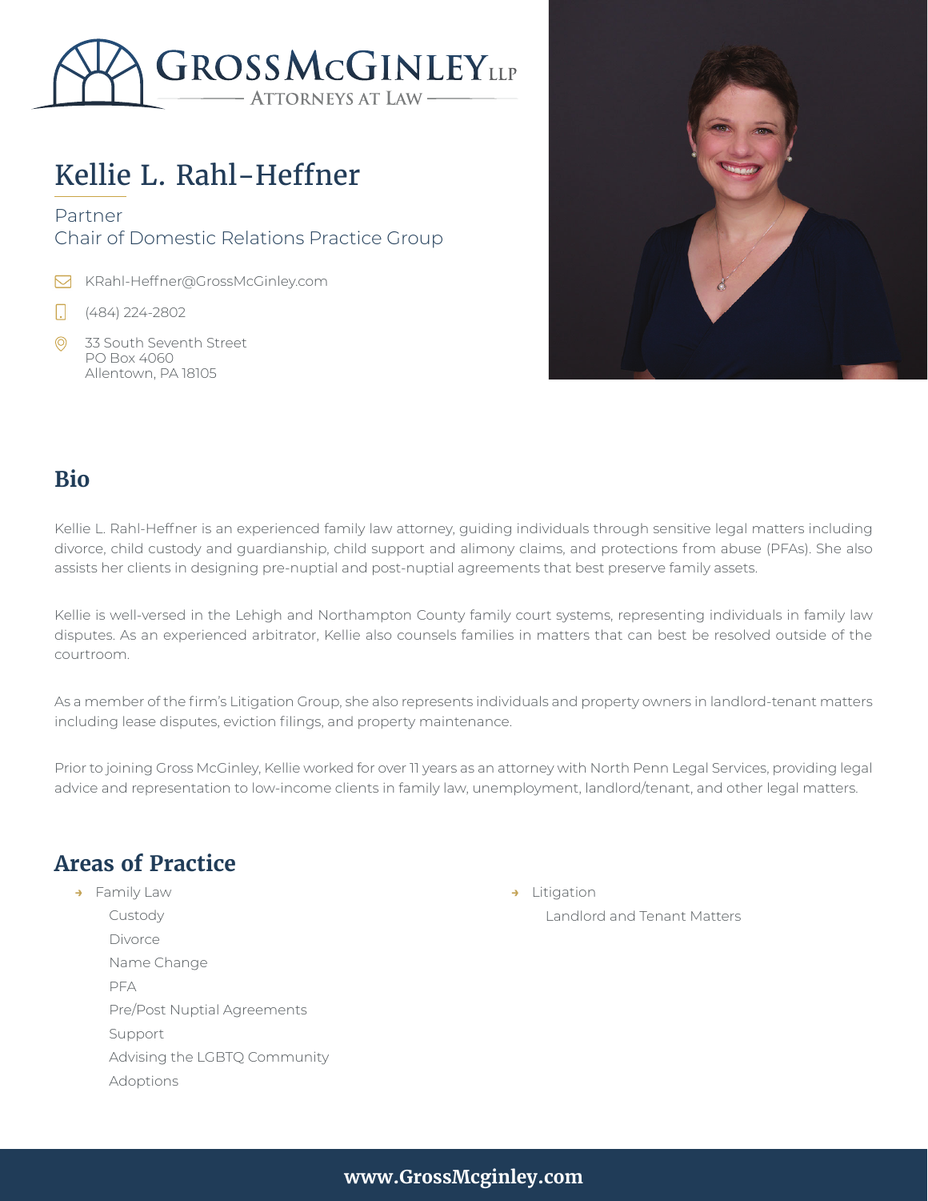GROSSMCGINLEY LLP
ATTORNEYS AT LAW

# Kellie L. Rahl-Heffner

Partner
Chair of Domestic Relations Practice Group

KRahl-Heffner@GrossMcGinley.com

(484) 224-2802

33 South Seventh Street
PO Box 4060
Allentown, PA 18105

## Bio

Kellie L. Rahl-Heffner is an experienced family law attorney, guiding individuals through sensitive legal matters including divorce, child custody and guardianship, child support and alimony claims, and protections from abuse (PFAs). She also assists her clients in designing pre-nuptial and post-nuptial agreements that best preserve family assets.

Kellie is well-versed in the Lehigh and Northampton County family court systems, representing individuals in family law disputes. As an experienced arbitrator, Kellie also counsels families in matters that can best be resolved outside of the courtroom.

As a member of the firm's Litigation Group, she also represents individuals and property owners in landlord-tenant matters including lease disputes, eviction filings, and property maintenance.

Prior to joining Gross McGinley, Kellie worked for over 11 years as an attorney with North Penn Legal Services, providing legal advice and representation to low-income clients in family law, unemployment, landlord/tenant, and other legal matters.

## Areas of Practice

- Family Law
  - Custody
  - Divorce
  - Name Change
  - PFA
  - Pre/Post Nuptial Agreements
  - Support
  - Advising the LGBTQ Community
  - Adoptions
- Litigation
  - Landlord and Tenant Matters

www.GrossMcginley.com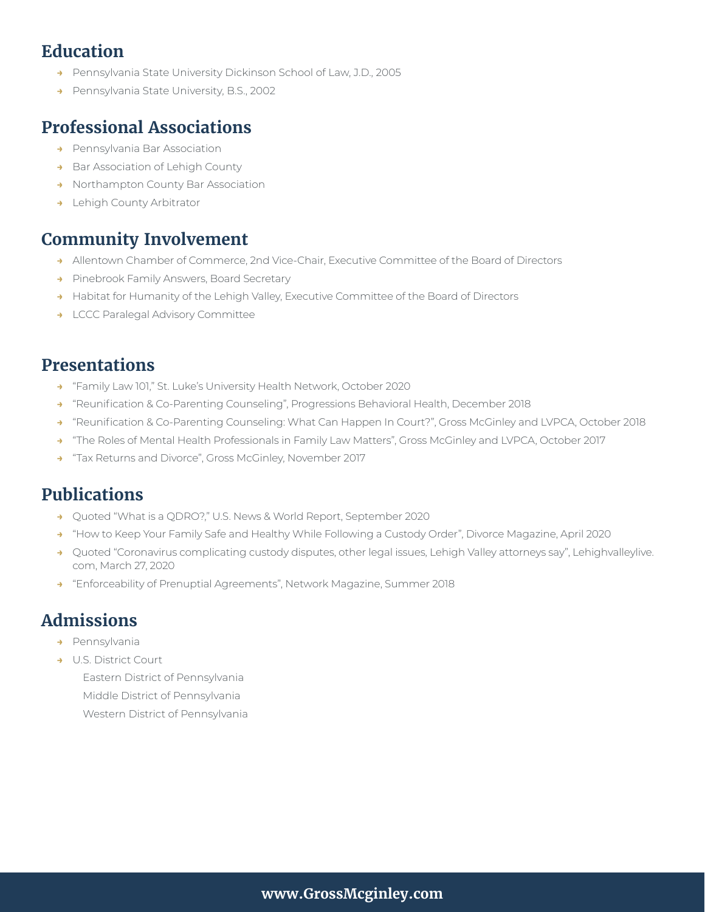## Education

- Pennsylvania State University Dickinson School of Law, J.D., 2005
- Pennsylvania State University, B.S., 2002

## Professional Associations

- Pennsylvania Bar Association
- Bar Association of Lehigh County
- Northampton County Bar Association
- Lehigh County Arbitrator

## Community Involvement

- Allentown Chamber of Commerce, 2nd Vice-Chair, Executive Committee of the Board of Directors
- Pinebrook Family Answers, Board Secretary
- Habitat for Humanity of the Lehigh Valley, Executive Committee of the Board of Directors
- LCCC Paralegal Advisory Committee

## Presentations

- "Family Law 101," St. Luke's University Health Network, October 2020
- "Reunification & Co-Parenting Counseling", Progressions Behavioral Health, December 2018
- "Reunification & Co-Parenting Counseling: What Can Happen In Court?", Gross McGinley and LVPCA, October 2018
- "The Roles of Mental Health Professionals in Family Law Matters", Gross McGinley and LVPCA, October 2017
- "Tax Returns and Divorce", Gross McGinley, November 2017

## Publications

- Quoted "What is a QDRO?," U.S. News & World Report, September 2020
- "How to Keep Your Family Safe and Healthy While Following a Custody Order", Divorce Magazine, April 2020
- Quoted "Coronavirus complicating custody disputes, other legal issues, Lehigh Valley attorneys say", Lehighvalleylive.com, March 27, 2020
- "Enforceability of Prenuptial Agreements", Network Magazine, Summer 2018

## Admissions

- Pennsylvania
- U.S. District Court
  - Eastern District of Pennsylvania
  - Middle District of Pennsylvania
  - Western District of Pennsylvania

**www.GrossMcginley.com**